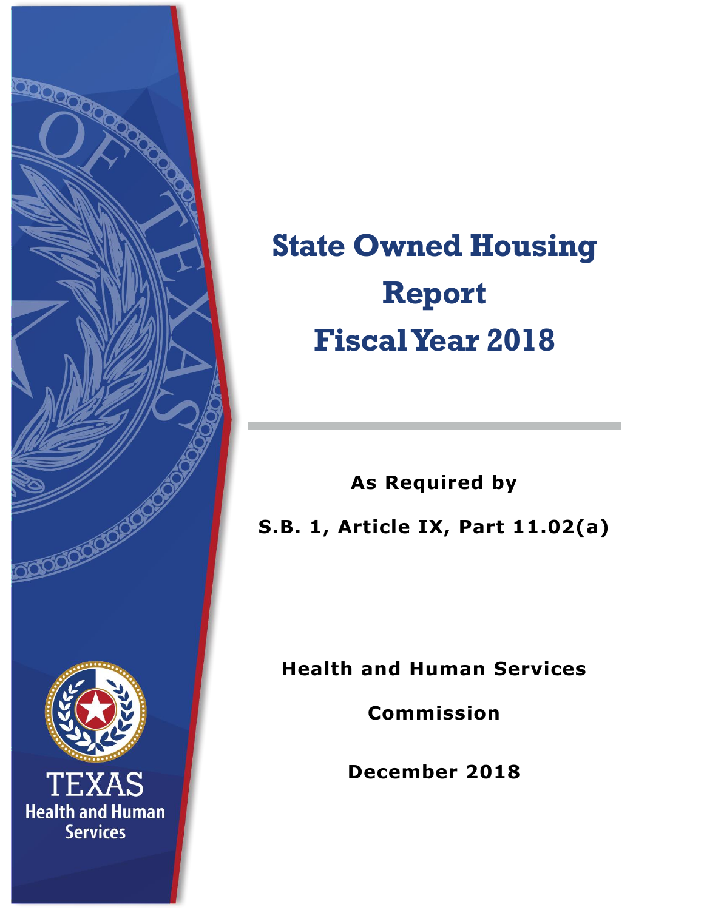# State Owned Housing Report Fiscal Year 2018

**As Required by**

**S.B. 1, Article IX, Part 11.02(a)**

**Health and Human Services Commission**

**December 2018**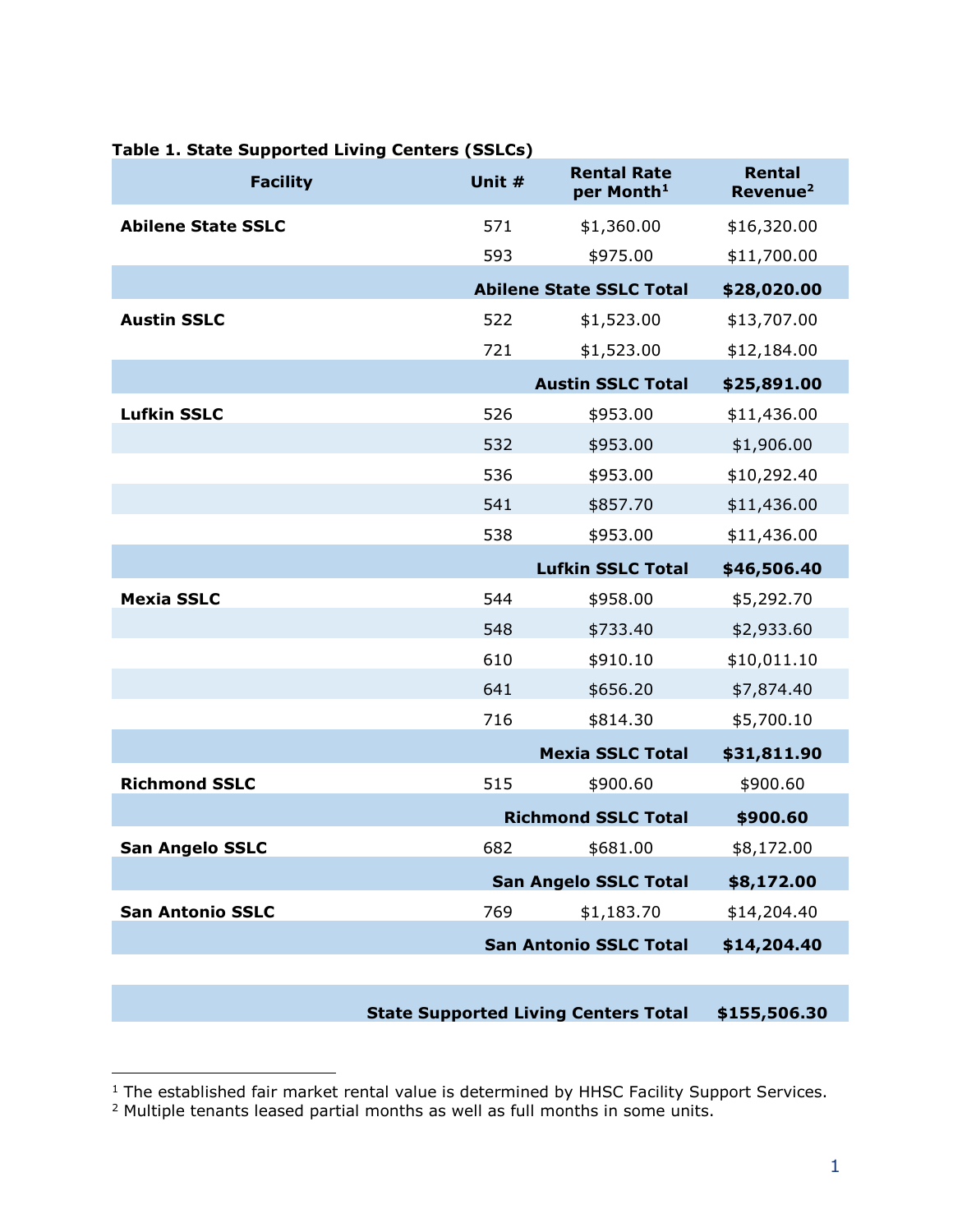**Table 1. State Supported Living Centers (SSLCs)**

| Facility | Unit # | Rental Rate per Month[1] | Rental Revenue[2] |
|---|---|---|---|
| **Abilene State SSLC** | 571 | $1,360.00 | $16,320.00 |
| | 593 | $975.00 | $11,700.00 |
| | | **Abilene State SSLC Total** | **$28,020.00** |
| **Austin SSLC** | 522 | $1,523.00 | $13,707.00 |
| | 721 | $1,523.00 | $12,184.00 |
| | | **Austin SSLC Total** | **$25,891.00** |
| **Lufkin SSLC** | 526 | $953.00 | $11,436.00 |
| | 532 | $953.00 | $1,906.00 |
| | 536 | $953.00 | $10,292.40 |
| | 541 | $857.70 | $11,436.00 |
| | 538 | $953.00 | $11,436.00 |
| | | **Lufkin SSLC Total** | **$46,506.40** |
| **Mexia SSLC** | 544 | $958.00 | $5,292.70 |
| | 548 | $733.40 | $2,933.60 |
| | 610 | $910.10 | $10,011.10 |
| | 641 | $656.20 | $7,874.40 |
| | 716 | $814.30 | $5,700.10 |
| | | **Mexia SSLC Total** | **$31,811.90** |
| **Richmond SSLC** | 515 | $900.60 | $900.60 |
| | | **Richmond SSLC Total** | **$900.60** |
| **San Angelo SSLC** | 682 | $681.00 | $8,172.00 |
| | | **San Angelo SSLC Total** | **$8,172.00** |
| **San Antonio SSLC** | 769 | $1,183.70 | $14,204.40 |
| | | **San Antonio SSLC Total** | **$14,204.40** |
| | | | |
| | | **State Supported Living Centers Total** | **$155,506.30** |

[1] The established fair market rental value is determined by HHSC Facility Support Services.
[2] Multiple tenants leased partial months as well as full months in some units.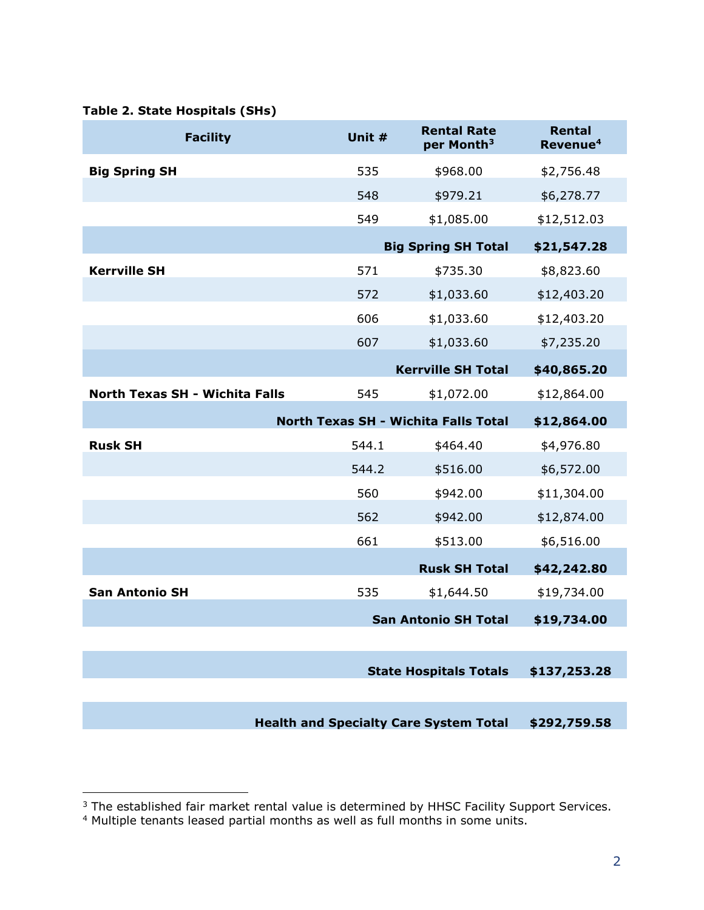**Table 2. State Hospitals (SHs)**

| Facility | Unit # | Rental Rate per Month[3] | Rental Revenue[4] |
|---|---|---|---|
| **Big Spring SH** | 535 | $968.00 | $2,756.48 |
| | 548 | $979.21 | $6,278.77 |
| | 549 | $1,085.00 | $12,512.03 |
| | | **Big Spring SH Total** | **$21,547.28** |
| **Kerrville SH** | 571 | $735.30 | $8,823.60 |
| | 572 | $1,033.60 | $12,403.20 |
| | 606 | $1,033.60 | $12,403.20 |
| | 607 | $1,033.60 | $7,235.20 |
| | | **Kerrville SH Total** | **$40,865.20** |
| **North Texas SH - Wichita Falls** | 545 | $1,072.00 | $12,864.00 |
| | | **North Texas SH - Wichita Falls Total** | **$12,864.00** |
| **Rusk SH** | 544.1 | $464.40 | $4,976.80 |
| | 544.2 | $516.00 | $6,572.00 |
| | 560 | $942.00 | $11,304.00 |
| | 562 | $942.00 | $12,874.00 |
| | 661 | $513.00 | $6,516.00 |
| | | **Rusk SH Total** | **$42,242.80** |
| **San Antonio SH** | 535 | $1,644.50 | $19,734.00 |
| | | **San Antonio SH Total** | **$19,734.00** |
| | | | |
| | | **State Hospitals Totals** | **$137,253.28** |
| | | | |
| | | **Health and Specialty Care System Total** | **$292,759.58** |

[3] The established fair market rental value is determined by HHSC Facility Support Services.
[4] Multiple tenants leased partial months as well as full months in some units.